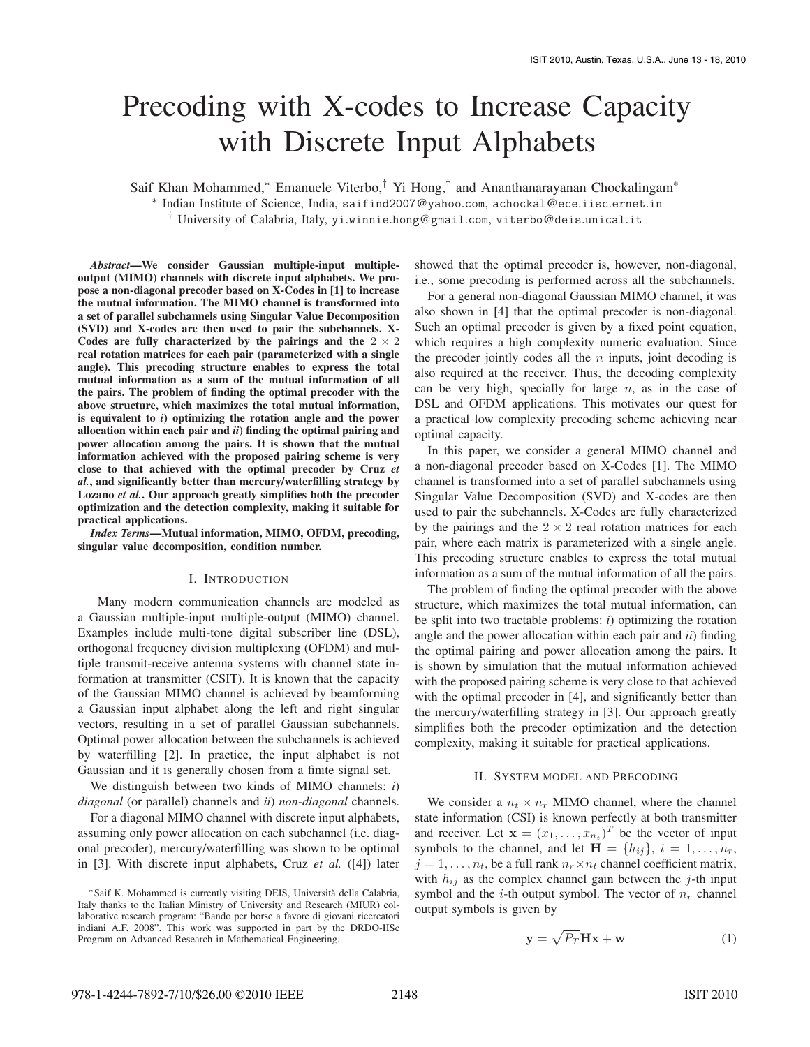# Precoding with X-codes to Increase Capacity with Discrete Input Alphabets

Saif Khan Mohammed,* Emanuele Viterbo,† Yi Hong,† and Ananthanarayanan Chockalingam*

* Indian Institute of Science, India, saifind2007@yahoo.com, achockal@ece.iisc.ernet.in

† University of Calabria, Italy, yi.winnie.hong@gmail.com, viterbo@deis.unical.it

***Abstract*—We consider Gaussian multiple-input multiple-output (MIMO) channels with discrete input alphabets. We propose a non-diagonal precoder based on X-Codes in [1] to increase the mutual information. The MIMO channel is transformed into a set of parallel subchannels using Singular Value Decomposition (SVD) and X-codes are then used to pair the subchannels. X-Codes are fully characterized by the pairings and the $2 \times 2$ real rotation matrices for each pair (parameterized with a single angle). This precoding structure enables to express the total mutual information as a sum of the mutual information of all the pairs. The problem of finding the optimal precoder with the above structure, which maximizes the total mutual information, is equivalent to *i*) optimizing the rotation angle and the power allocation within each pair and *ii*) finding the optimal pairing and power allocation among the pairs. It is shown that the mutual information achieved with the proposed pairing scheme is very close to that achieved with the optimal precoder by Cruz *et al.*, and significantly better than mercury/waterfilling strategy by Lozano *et al.*. Our approach greatly simplifies both the precoder optimization and the detection complexity, making it suitable for practical applications.**

***Index Terms*—Mutual information, MIMO, OFDM, precoding, singular value decomposition, condition number.**

## I. Introduction

Many modern communication channels are modeled as a Gaussian multiple-input multiple-output (MIMO) channel. Examples include multi-tone digital subscriber line (DSL), orthogonal frequency division multiplexing (OFDM) and multiple transmit-receive antenna systems with channel state information at transmitter (CSIT). It is known that the capacity of the Gaussian MIMO channel is achieved by beamforming a Gaussian input alphabet along the left and right singular vectors, resulting in a set of parallel Gaussian subchannels. Optimal power allocation between the subchannels is achieved by waterfilling [2]. In practice, the input alphabet is not Gaussian and it is generally chosen from a finite signal set.

We distinguish between two kinds of MIMO channels: *i*) *diagonal* (or parallel) channels and *ii*) *non-diagonal* channels.

For a diagonal MIMO channel with discrete input alphabets, assuming only power allocation on each subchannel (i.e. diagonal precoder), mercury/waterfilling was shown to be optimal in [3]. With discrete input alphabets, Cruz *et al.* ([4]) later showed that the optimal precoder is, however, non-diagonal, i.e., some precoding is performed across all the subchannels.

For a general non-diagonal Gaussian MIMO channel, it was also shown in [4] that the optimal precoder is non-diagonal. Such an optimal precoder is given by a fixed point equation, which requires a high complexity numeric evaluation. Since the precoder jointly codes all the $n$ inputs, joint decoding is also required at the receiver. Thus, the decoding complexity can be very high, specially for large $n$, as in the case of DSL and OFDM applications. This motivates our quest for a practical low complexity precoding scheme achieving near optimal capacity.

In this paper, we consider a general MIMO channel and a non-diagonal precoder based on X-Codes [1]. The MIMO channel is transformed into a set of parallel subchannels using Singular Value Decomposition (SVD) and X-codes are then used to pair the subchannels. X-Codes are fully characterized by the pairings and the $2 \times 2$ real rotation matrices for each pair, where each matrix is parameterized with a single angle. This precoding structure enables to express the total mutual information as a sum of the mutual information of all the pairs.

The problem of finding the optimal precoder with the above structure, which maximizes the total mutual information, can be split into two tractable problems: *i*) optimizing the rotation angle and the power allocation within each pair and *ii*) finding the optimal pairing and power allocation among the pairs. It is shown by simulation that the mutual information achieved with the proposed pairing scheme is very close to that achieved with the optimal precoder in [4], and significantly better than the mercury/waterfilling strategy in [3]. Our approach greatly simplifies both the precoder optimization and the detection complexity, making it suitable for practical applications.

## II. System model and Precoding

We consider a $n_t \times n_r$ MIMO channel, where the channel state information (CSI) is known perfectly at both transmitter and receiver. Let $\mathbf{x} = (x_1, \ldots, x_{n_t})^T$ be the vector of input symbols to the channel, and let $\mathbf{H} = \{h_{ij}\}$, $i = 1, \ldots, n_r$, $j = 1, \ldots, n_t$, be a full rank $n_r \times n_t$ channel coefficient matrix, with $h_{ij}$ as the complex channel gain between the $j$-th input symbol and the $i$-th output symbol. The vector of $n_r$ channel output symbols is given by

$$\mathbf{y} = \sqrt{P_T}\mathbf{H}\mathbf{x} + \mathbf{w} \tag{1}$$

*Saif K. Mohammed is currently visiting DEIS, Università della Calabria, Italy thanks to the Italian Ministry of University and Research (MIUR) collaborative research program: "Bando per borse a favore di giovani ricercatori indiani A.F. 2008". This work was supported in part by the DRDO-IISc Program on Advanced Research in Mathematical Engineering.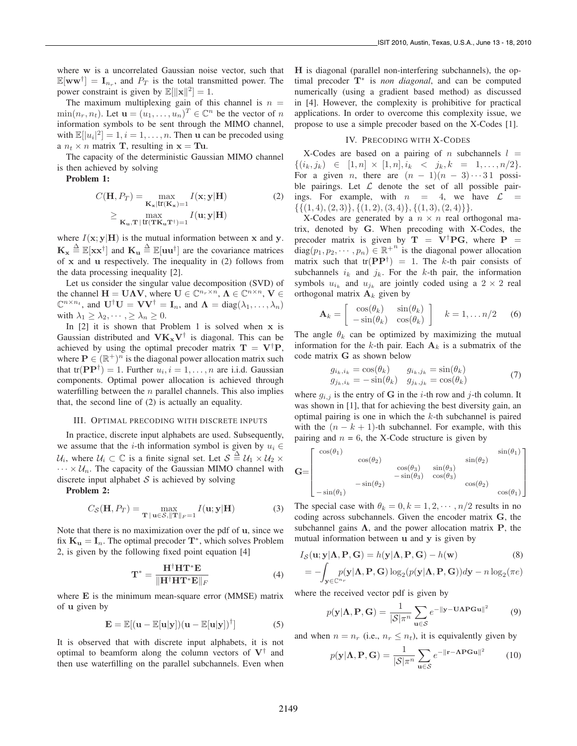where $\mathbf{w}$ is a uncorrelated Gaussian noise vector, such that $\mathbb{E}[\mathbf{w}\mathbf{w}^\dagger] = \mathbf{I}_{n_r}$, and $P_T$ is the total transmitted power. The power constraint is given by $\mathbb{E}[\|\mathbf{x}\|^2] = 1$.

The maximum multiplexing gain of this channel is $n = \min(n_r, n_t)$. Let $\mathbf{u} = (u_1, \ldots, u_n)^T \in \mathbb{C}^n$ be the vector of $n$ information symbols to be sent through the MIMO channel, with $\mathbb{E}[|u_i|^2] = 1, i = 1, \ldots, n$. Then $\mathbf{u}$ can be precoded using a $n_t \times n$ matrix $\mathbf{T}$, resulting in $\mathbf{x} = \mathbf{T}\mathbf{u}$.

The capacity of the deterministic Gaussian MIMO channel is then achieved by solving

**Problem 1:**

$$
\begin{aligned}
C(\mathbf{H}, P_T) &= \max_{\mathbf{K_x} | \text{tr}(\mathbf{K_x})=1} I(\mathbf{x}; \mathbf{y}|\mathbf{H}) \\
&\geq \max_{\mathbf{K_u}, \mathbf{T} \,|\, \text{tr}(\mathbf{T}\mathbf{K_u}\mathbf{T}^\dagger)=1} I(\mathbf{u}; \mathbf{y}|\mathbf{H})
\end{aligned} \tag{2}
$$

where $I(\mathbf{x}; \mathbf{y}|\mathbf{H})$ is the mutual information between $\mathbf{x}$ and $\mathbf{y}$. $\mathbf{K_x} \triangleq \mathbb{E}[\mathbf{x}\mathbf{x}^\dagger]$ and $\mathbf{K_u} \triangleq \mathbb{E}[\mathbf{u}\mathbf{u}^\dagger]$ are the covariance matrices of $\mathbf{x}$ and $\mathbf{u}$ respectively. The inequality in (2) follows from the data processing inequality [2].

Let us consider the singular value decomposition (SVD) of the channel $\mathbf{H} = \mathbf{U}\mathbf{\Lambda}\mathbf{V}$, where $\mathbf{U} \in \mathbb{C}^{n_r \times n}$, $\mathbf{\Lambda} \in \mathbb{C}^{n \times n}$, $\mathbf{V} \in \mathbb{C}^{n \times n_t}$, and $\mathbf{U}^\dagger\mathbf{U} = \mathbf{V}\mathbf{V}^\dagger = \mathbf{I}_n$, and $\mathbf{\Lambda} = \text{diag}(\lambda_1, \ldots, \lambda_n)$ with $\lambda_1 \geq \lambda_2, \cdots, \geq \lambda_n \geq 0$.

In [2] it is shown that Problem 1 is solved when $\mathbf{x}$ is Gaussian distributed and $\mathbf{V}\mathbf{K_x}\mathbf{V}^\dagger$ is diagonal. This can be achieved by using the optimal precoder matrix $\mathbf{T} = \mathbf{V}^\dagger\mathbf{P}$, where $\mathbf{P} \in (\mathbb{R}^+)^n$ is the diagonal power allocation matrix such that $\text{tr}(\mathbf{P}\mathbf{P}^\dagger) = 1$. Further $u_i, i = 1, \ldots, n$ are i.i.d. Gaussian components. Optimal power allocation is achieved through waterfilling between the $n$ parallel channels. This also implies that, the second line of (2) is actually an equality.

## III. Optimal precoding with discrete inputs

In practice, discrete input alphabets are used. Subsequently, we assume that the $i$-th information symbol is given by $u_i \in \mathcal{U}_i$, where $\mathcal{U}_i \subset \mathbb{C}$ is a finite signal set. Let $\mathcal{S} \triangleq \mathcal{U}_1 \times \mathcal{U}_2 \times \cdots \times \mathcal{U}_n$. The capacity of the Gaussian MIMO channel with discrete input alphabet $\mathcal{S}$ is achieved by solving

**Problem 2:**

$$
C_{\mathcal{S}}(\mathbf{H}, P_T) = \max_{\mathbf{T} \,|\, \mathbf{u} \in \mathcal{S}, \|\mathbf{T}\|_F = 1} I(\mathbf{u}; \mathbf{y}|\mathbf{H}) \tag{3}
$$

Note that there is no maximization over the pdf of $\mathbf{u}$, since we fix $\mathbf{K_u} = \mathbf{I}_n$. The optimal precoder $\mathbf{T}^*$, which solves Problem 2, is given by the following fixed point equation [4]

$$
\mathbf{T}^* = \frac{\mathbf{H}^\dagger\mathbf{H}\mathbf{T}^*\mathbf{E}}{\|\mathbf{H}^\dagger\mathbf{H}\mathbf{T}^*\mathbf{E}\|_F} \tag{4}
$$

where $\mathbf{E}$ is the minimum mean-square error (MMSE) matrix of $\mathbf{u}$ given by

$$
\mathbf{E} = \mathbb{E}[(\mathbf{u} - \mathbb{E}[\mathbf{u}|\mathbf{y}])(\mathbf{u} - \mathbb{E}[\mathbf{u}|\mathbf{y}])^\dagger] \tag{5}
$$

It is observed that with discrete input alphabets, it is not optimal to beamform along the column vectors of $\mathbf{V}^\dagger$ and then use waterfilling on the parallel subchannels. Even when $\mathbf{H}$ is diagonal (parallel non-interfering subchannels), the optimal precoder $\mathbf{T}^*$ is *non diagonal*, and can be computed numerically (using a gradient based method) as discussed in [4]. However, the complexity is prohibitive for practical applications. In order to overcome this complexity issue, we propose to use a simple precoder based on the X-Codes [1].

## IV. Precoding with X-Codes

X-Codes are based on a pairing of $n$ subchannels $l = \{(i_k, j_k) \in [1, n] \times [1, n], i_k < j_k, k = 1, \ldots, n/2\}$. For a given $n$, there are $(n-1)(n-3)\cdots 3 1$ possible pairings. Let $\mathcal{L}$ denote the set of all possible pairings. For example, with $n = 4$, we have $\mathcal{L} = \{\{(1,4),(2,3)\}, \{(1,2),(3,4)\}, \{(1,3),(2,4)\}\}$.

X-Codes are generated by a $n \times n$ real orthogonal matrix, denoted by $\mathbf{G}$. When precoding with X-Codes, the precoder matrix is given by $\mathbf{T} = \mathbf{V}^\dagger\mathbf{P}\mathbf{G}$, where $\mathbf{P} = \text{diag}(p_1, p_2, \cdots, p_n) \in {\mathbb{R}^+}^n$ is the diagonal power allocation matrix such that $\text{tr}(\mathbf{P}\mathbf{P}^\dagger) = 1$. The $k$-th pair consists of subchannels $i_k$ and $j_k$. For the $k$-th pair, the information symbols $u_{i_k}$ and $u_{j_k}$ are jointly coded using a $2 \times 2$ real orthogonal matrix $\mathbf{A}_k$ given by

$$
\mathbf{A}_k = \begin{bmatrix} \cos(\theta_k) & \sin(\theta_k) \\ -\sin(\theta_k) & \cos(\theta_k) \end{bmatrix} \quad k = 1, \ldots n/2 \tag{6}
$$

The angle $\theta_k$ can be optimized by maximizing the mutual information for the $k$-th pair. Each $\mathbf{A}_k$ is a submatrix of the code matrix $\mathbf{G}$ as shown below

$$
\begin{aligned}
g_{i_k,i_k} &= \cos(\theta_k) \quad & g_{i_k,j_k} &= \sin(\theta_k) \\
g_{j_k,i_k} &= -\sin(\theta_k) \quad & g_{j_k,j_k} &= \cos(\theta_k)
\end{aligned} \tag{7}
$$

where $g_{i,j}$ is the entry of $\mathbf{G}$ in the $i$-th row and $j$-th column. It was shown in [1], that for achieving the best diversity gain, an optimal pairing is one in which the $k$-th subchannel is paired with the $(n-k+1)$-th subchannel. For example, with this pairing and $n$ = 6, the X-Code structure is given by

$$
\mathbf{G} = \begin{bmatrix}
\cos(\theta_1) & & & & & \sin(\theta_1) \\
 & \cos(\theta_2) & & & \sin(\theta_2) & \\
 & & \cos(\theta_3) & \sin(\theta_3) & & \\
 & & -\sin(\theta_3) & \cos(\theta_3) & & \\
 & -\sin(\theta_2) & & & \cos(\theta_2) & \\
-\sin(\theta_1) & & & & & \cos(\theta_1)
\end{bmatrix}
$$

The special case with $\theta_k = 0, k = 1, 2, \cdots, n/2$ results in no coding across subchannels. Given the encoder matrix $\mathbf{G}$, the subchannel gains $\mathbf{\Lambda}$, and the power allocation matrix $\mathbf{P}$, the mutual information between $\mathbf{u}$ and $\mathbf{y}$ is given by

$$
\begin{aligned}
I_{\mathcal{S}}(\mathbf{u}; \mathbf{y}|\mathbf{\Lambda}, \mathbf{P}, \mathbf{G}) &= h(\mathbf{y}|\mathbf{\Lambda}, \mathbf{P}, \mathbf{G}) - h(\mathbf{w}) \\
&= -\int_{\mathbf{y} \in \mathbb{C}^{n_r}} p(\mathbf{y}|\mathbf{\Lambda}, \mathbf{P}, \mathbf{G}) \log_2(p(\mathbf{y}|\mathbf{\Lambda}, \mathbf{P}, \mathbf{G}))d\mathbf{y} - n\log_2(\pi e)
\end{aligned} \tag{8}
$$

where the received vector pdf is given by

$$
p(\mathbf{y}|\mathbf{\Lambda}, \mathbf{P}, \mathbf{G}) = \frac{1}{|\mathcal{S}|\pi^n} \sum_{\mathbf{u} \in \mathcal{S}} e^{-\|\mathbf{y} - \mathbf{U}\mathbf{\Lambda}\mathbf{P}\mathbf{G}\mathbf{u}\|^2} \tag{9}
$$

and when $n = n_r$ (i.e., $n_r \leq n_t$), it is equivalently given by

$$
p(\mathbf{y}|\mathbf{\Lambda}, \mathbf{P}, \mathbf{G}) = \frac{1}{|\mathcal{S}|\pi^n} \sum_{\mathbf{u} \in \mathcal{S}} e^{-\|\mathbf{r} - \mathbf{\Lambda}\mathbf{P}\mathbf{G}\mathbf{u}\|^2} \tag{10}
$$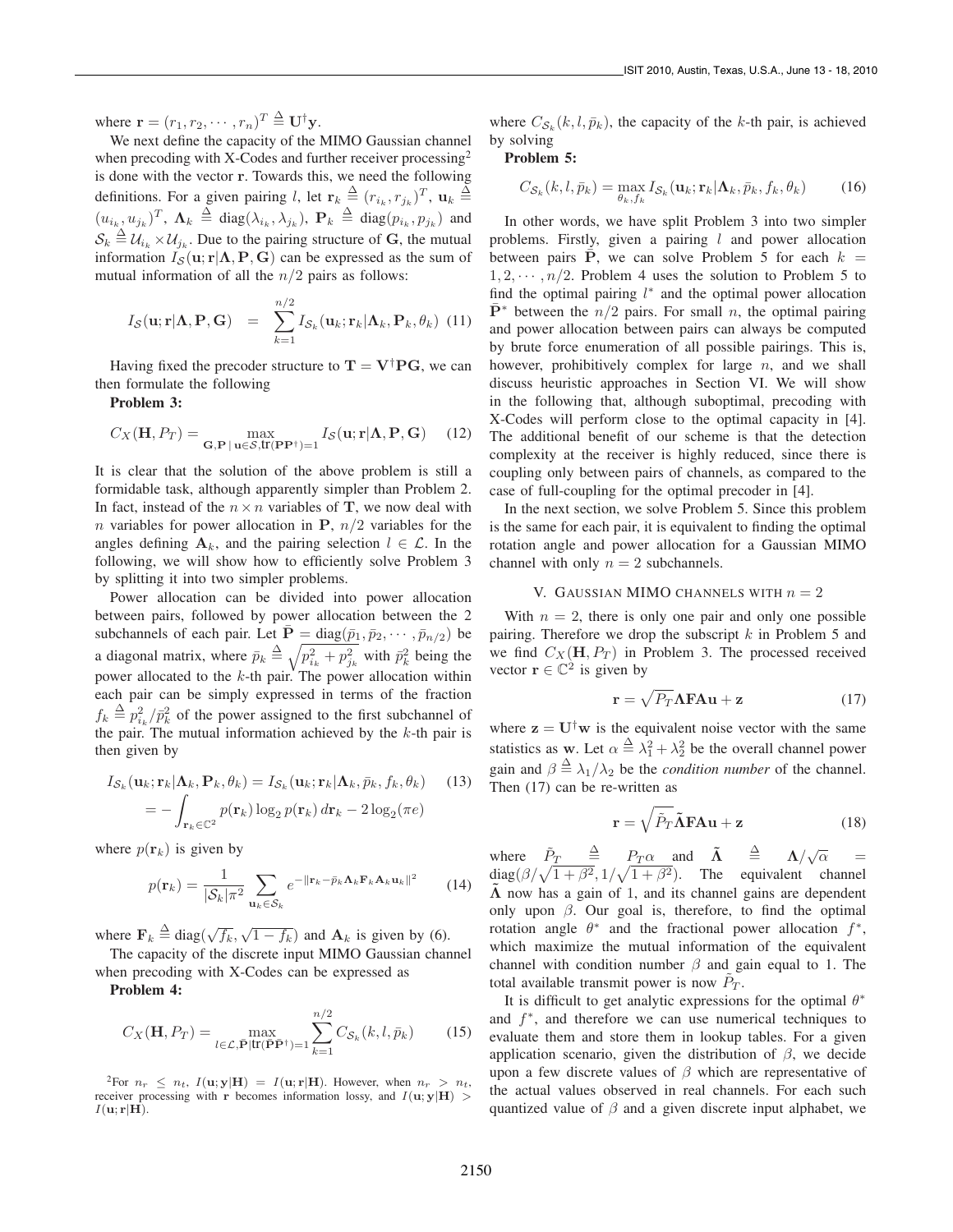where $\mathbf{r} = (r_1, r_2, \cdots, r_n)^T \stackrel{\Delta}{=} \mathbf{U}^\dagger \mathbf{y}$.

We next define the capacity of the MIMO Gaussian channel when precoding with X-Codes and further receiver processing[2] is done with the vector $\mathbf{r}$. Towards this, we need the following definitions. For a given pairing $l$, let $\mathbf{r}_k \stackrel{\Delta}{=} (r_{i_k}, r_{j_k})^T$, $\mathbf{u}_k \stackrel{\Delta}{=} (u_{i_k}, u_{j_k})^T$, $\mathbf{\Lambda}_k \stackrel{\Delta}{=} \text{diag}(\lambda_{i_k}, \lambda_{j_k})$, $\mathbf{P}_k \stackrel{\Delta}{=} \text{diag}(p_{i_k}, p_{j_k})$ and $\mathcal{S}_k \stackrel{\Delta}{=} \mathcal{U}_{i_k} \times \mathcal{U}_{j_k}$. Due to the pairing structure of $\mathbf{G}$, the mutual information $I_{\mathcal{S}}(\mathbf{u}; \mathbf{r} | \mathbf{\Lambda}, \mathbf{P}, \mathbf{G})$ can be expressed as the sum of mutual information of all the $n/2$ pairs as follows:

$$I_{\mathcal{S}}(\mathbf{u}; \mathbf{r} | \mathbf{\Lambda}, \mathbf{P}, \mathbf{G}) = \sum_{k=1}^{n/2} I_{\mathcal{S}_k}(\mathbf{u}_k; \mathbf{r}_k | \mathbf{\Lambda}_k, \mathbf{P}_k, \theta_k) \quad (11)$$

Having fixed the precoder structure to $\mathbf{T} = \mathbf{V}^\dagger \mathbf{P} \mathbf{G}$, we can then formulate the following

**Problem 3:**

$$C_X(\mathbf{H}, P_T) = \max_{\mathbf{G}, \mathbf{P} \,|\, \mathbf{u} \in \mathcal{S}, \text{tr}(\mathbf{P}\mathbf{P}^\dagger)=1} I_{\mathcal{S}}(\mathbf{u}; \mathbf{r} | \mathbf{\Lambda}, \mathbf{P}, \mathbf{G}) \quad (12)$$

It is clear that the solution of the above problem is still a formidable task, although apparently simpler than Problem 2. In fact, instead of the $n \times n$ variables of $\mathbf{T}$, we now deal with $n$ variables for power allocation in $\mathbf{P}$, $n/2$ variables for the angles defining $\mathbf{A}_k$, and the pairing selection $l \in \mathcal{L}$. In the following, we will show how to efficiently solve Problem 3 by splitting it into two simpler problems.

Power allocation can be divided into power allocation between pairs, followed by power allocation between the 2 subchannels of each pair. Let $\bar{\mathbf{P}} = \text{diag}(\bar{p}_1, \bar{p}_2, \cdots, \bar{p}_{n/2})$ be a diagonal matrix, where $\bar{p}_k \stackrel{\Delta}{=} \sqrt{p_{i_k}^2 + p_{j_k}^2}$ with $\bar{p}_k^2$ being the power allocated to the $k$-th pair. The power allocation within each pair can be simply expressed in terms of the fraction $f_k \stackrel{\Delta}{=} p_{i_k}^2 / \bar{p}_k^2$ of the power assigned to the first subchannel of the pair. The mutual information achieved by the $k$-th pair is then given by

$$\begin{aligned} I_{\mathcal{S}_k}(\mathbf{u}_k; \mathbf{r}_k | \mathbf{\Lambda}_k, \mathbf{P}_k, \theta_k) &= I_{\mathcal{S}_k}(\mathbf{u}_k; \mathbf{r}_k | \mathbf{\Lambda}_k, \bar{p}_k, f_k, \theta_k) \quad (13) \\ &= -\int_{\mathbf{r}_k \in \mathbb{C}^2} p(\mathbf{r}_k) \log_2 p(\mathbf{r}_k) \, d\mathbf{r}_k - 2\log_2(\pi e) \end{aligned}$$

where $p(\mathbf{r}_k)$ is given by

$$p(\mathbf{r}_k) = \frac{1}{|\mathcal{S}_k| \pi^2} \sum_{\mathbf{u}_k \in \mathcal{S}_k} e^{-\|\mathbf{r}_k - \bar{p}_k \mathbf{\Lambda}_k \mathbf{F}_k \mathbf{A}_k \mathbf{u}_k\|^2} \quad (14)$$

where $\mathbf{F}_k \stackrel{\Delta}{=} \text{diag}(\sqrt{f_k}, \sqrt{1 - f_k})$ and $\mathbf{A}_k$ is given by (6).

The capacity of the discrete input MIMO Gaussian channel when precoding with X-Codes can be expressed as

**Problem 4:**

$$C_X(\mathbf{H}, P_T) = \max_{l \in \mathcal{L}, \bar{\mathbf{P}} | \text{tr}(\bar{\mathbf{P}}\bar{\mathbf{P}}^\dagger)=1} \sum_{k=1}^{n/2} C_{\mathcal{S}_k}(k, l, \bar{p}_k) \quad (15)$$

[2] For $n_r \leq n_t$, $I(\mathbf{u}; \mathbf{y} | \mathbf{H}) = I(\mathbf{u}; \mathbf{r} | \mathbf{H})$. However, when $n_r > n_t$, receiver processing with $\mathbf{r}$ becomes information lossy, and $I(\mathbf{u}; \mathbf{y} | \mathbf{H}) > I(\mathbf{u}; \mathbf{r} | \mathbf{H})$.

where $C_{\mathcal{S}_k}(k, l, \bar{p}_k)$, the capacity of the $k$-th pair, is achieved by solving

**Problem 5:**

$$C_{\mathcal{S}_k}(k, l, \bar{p}_k) = \max_{\theta_k, f_k} I_{\mathcal{S}_k}(\mathbf{u}_k; \mathbf{r}_k | \mathbf{\Lambda}_k, \bar{p}_k, f_k, \theta_k) \quad (16)$$

In other words, we have split Problem 3 into two simpler problems. Firstly, given a pairing $l$ and power allocation between pairs $\bar{\mathbf{P}}$, we can solve Problem 5 for each $k = 1, 2, \cdots, n/2$. Problem 4 uses the solution to Problem 5 to find the optimal pairing $l^*$ and the optimal power allocation $\bar{\mathbf{P}}^*$ between the $n/2$ pairs. For small $n$, the optimal pairing and power allocation between pairs can always be computed by brute force enumeration of all possible pairings. This is, however, prohibitively complex for large $n$, and we shall discuss heuristic approaches in Section VI. We will show in the following that, although suboptimal, precoding with X-Codes will perform close to the optimal capacity in [4]. The additional benefit of our scheme is that the detection complexity at the receiver is highly reduced, since there is coupling only between pairs of channels, as compared to the case of full-coupling for the optimal precoder in [4].

In the next section, we solve Problem 5. Since this problem is the same for each pair, it is equivalent to finding the optimal rotation angle and power allocation for a Gaussian MIMO channel with only $n = 2$ subchannels.

## V. Gaussian MIMO channels with $n = 2$

With $n = 2$, there is only one pair and only one possible pairing. Therefore we drop the subscript $k$ in Problem 5 and we find $C_X(\mathbf{H}, P_T)$ in Problem 3. The processed received vector $\mathbf{r} \in \mathbb{C}^2$ is given by

$$\mathbf{r} = \sqrt{P_T} \mathbf{\Lambda} \mathbf{F} \mathbf{A} \mathbf{u} + \mathbf{z} \quad (17)$$

where $\mathbf{z} = \mathbf{U}^\dagger \mathbf{w}$ is the equivalent noise vector with the same statistics as $\mathbf{w}$. Let $\alpha \stackrel{\Delta}{=} \lambda_1^2 + \lambda_2^2$ be the overall channel power gain and $\beta \stackrel{\Delta}{=} \lambda_1 / \lambda_2$ be the *condition number* of the channel. Then (17) can be re-written as

$$\mathbf{r} = \sqrt{\tilde{P}_T} \tilde{\mathbf{\Lambda}} \mathbf{F} \mathbf{A} \mathbf{u} + \mathbf{z} \quad (18)$$

where $\tilde{P}_T \stackrel{\Delta}{=} P_T \alpha$ and $\tilde{\mathbf{\Lambda}} \stackrel{\Delta}{=} \mathbf{\Lambda}/\sqrt{\alpha} = \text{diag}(\beta/\sqrt{1+\beta^2}, 1/\sqrt{1+\beta^2})$. The equivalent channel $\tilde{\mathbf{\Lambda}}$ now has a gain of 1, and its channel gains are dependent only upon $\beta$. Our goal is, therefore, to find the optimal rotation angle $\theta^*$ and the fractional power allocation $f^*$, which maximize the mutual information of the equivalent channel with condition number $\beta$ and gain equal to 1. The total available transmit power is now $\tilde{P}_T$.

It is difficult to get analytic expressions for the optimal $\theta^*$ and $f^*$, and therefore we can use numerical techniques to evaluate them and store them in lookup tables. For a given application scenario, given the distribution of $\beta$, we decide upon a few discrete values of $\beta$ which are representative of the actual values observed in real channels. For each such quantized value of $\beta$ and a given discrete input alphabet, we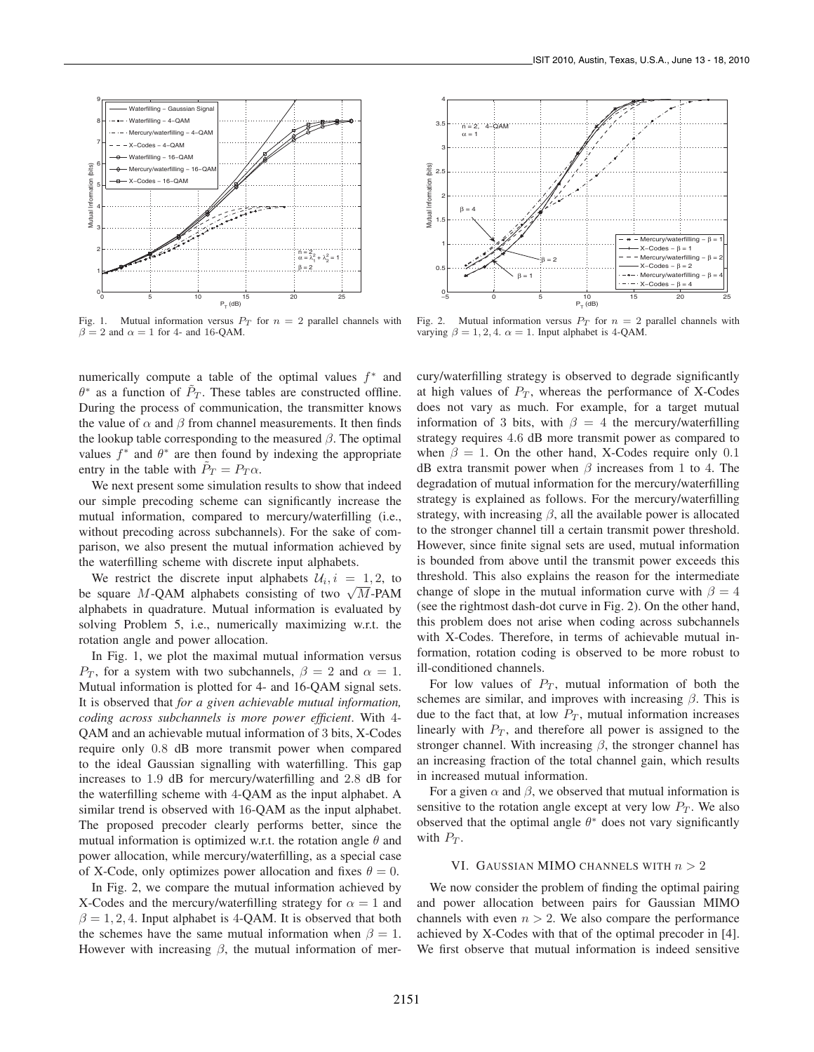9

8

7

6

5

4

3

2

1

0

0 5 10 15 20 25

$P_T$ (dB)

Mutual Information (bits)

Waterfilling – Gaussian Signal

Waterfilling – 4–QAM

Mercury/waterfilling – 4–QAM

X–Codes – 4–QAM

Waterfilling – 16–QAM

Mercury/waterfilling – 16–QAM

X–Codes – 16–QAM

$n = 2$

$\alpha = \lambda_1^2 + \lambda_2^2 = 1$

$\beta = 2$

Fig. 1. Mutual information versus $P_T$ for $n = 2$ parallel channels with $\beta = 2$ and $\alpha = 1$ for 4- and 16-QAM.

4

3.5

3

2.5

2

1.5

1

0.5

0

−5 0 5 10 15 20 25

$P_T$ (dB)

Mutual Information (bits)

$n = 2$, 4–QAM

$\alpha = 1$

$\beta = 4$

$\beta = 2$

$\beta = 1$

Mercury/waterfilling – $\beta = 1$

X–Codes – $\beta = 1$

Mercury/waterfilling – $\beta = 2$

X–Codes – $\beta = 2$

Mercury/waterfilling – $\beta = 4$

X–Codes – $\beta = 4$

Fig. 2. Mutual information versus $P_T$ for $n = 2$ parallel channels with varying $\beta = 1, 2, 4$. $\alpha = 1$. Input alphabet is 4-QAM.

numerically compute a table of the optimal values $f^*$ and $\theta^*$ as a function of $\tilde{P}_T$. These tables are constructed offline. During the process of communication, the transmitter knows the value of $\alpha$ and $\beta$ from channel measurements. It then finds the lookup table corresponding to the measured $\beta$. The optimal values $f^*$ and $\theta^*$ are then found by indexing the appropriate entry in the table with $\tilde{P}_T = P_T\alpha$.

We next present some simulation results to show that indeed our simple precoding scheme can significantly increase the mutual information, compared to mercury/waterfilling (i.e., without precoding across subchannels). For the sake of comparison, we also present the mutual information achieved by the waterfilling scheme with discrete input alphabets.

We restrict the discrete input alphabets $\mathcal{U}_i, i = 1, 2$, to be square $M$-QAM alphabets consisting of two $\sqrt{M}$-PAM alphabets in quadrature. Mutual information is evaluated by solving Problem 5, i.e., numerically maximizing w.r.t. the rotation angle and power allocation.

In Fig. 1, we plot the maximal mutual information versus $P_T$, for a system with two subchannels, $\beta = 2$ and $\alpha = 1$. Mutual information is plotted for 4- and 16-QAM signal sets. It is observed that *for a given achievable mutual information, coding across subchannels is more power efficient*. With 4-QAM and an achievable mutual information of 3 bits, X-Codes require only 0.8 dB more transmit power when compared to the ideal Gaussian signalling with waterfilling. This gap increases to 1.9 dB for mercury/waterfilling and 2.8 dB for the waterfilling scheme with 4-QAM as the input alphabet. A similar trend is observed with 16-QAM as the input alphabet. The proposed precoder clearly performs better, since the mutual information is optimized w.r.t. the rotation angle $\theta$ and power allocation, while mercury/waterfilling, as a special case of X-Code, only optimizes power allocation and fixes $\theta = 0$.

In Fig. 2, we compare the mutual information achieved by X-Codes and the mercury/waterfilling strategy for $\alpha = 1$ and $\beta = 1, 2, 4$. Input alphabet is 4-QAM. It is observed that both the schemes have the same mutual information when $\beta = 1$. However with increasing $\beta$, the mutual information of mercury/waterfilling strategy is observed to degrade significantly at high values of $P_T$, whereas the performance of X-Codes does not vary as much. For example, for a target mutual information of 3 bits, with $\beta = 4$ the mercury/waterfilling strategy requires 4.6 dB more transmit power as compared to when $\beta = 1$. On the other hand, X-Codes require only 0.1 dB extra transmit power when $\beta$ increases from 1 to 4. The degradation of mutual information for the mercury/waterfilling strategy is explained as follows. For the mercury/waterfilling strategy, with increasing $\beta$, all the available power is allocated to the stronger channel till a certain transmit power threshold. However, since finite signal sets are used, mutual information is bounded from above until the transmit power exceeds this threshold. This also explains the reason for the intermediate change of slope in the mutual information curve with $\beta = 4$ (see the rightmost dash-dot curve in Fig. 2). On the other hand, this problem does not arise when coding across subchannels with X-Codes. Therefore, in terms of achievable mutual information, rotation coding is observed to be more robust to ill-conditioned channels.

For low values of $P_T$, mutual information of both the schemes are similar, and improves with increasing $\beta$. This is due to the fact that, at low $P_T$, mutual information increases linearly with $P_T$, and therefore all power is assigned to the stronger channel. With increasing $\beta$, the stronger channel has an increasing fraction of the total channel gain, which results in increased mutual information.

For a given $\alpha$ and $\beta$, we observed that mutual information is sensitive to the rotation angle except at very low $P_T$. We also observed that the optimal angle $\theta^*$ does not vary significantly with $P_T$.

## VI. Gaussian MIMO channels with $n > 2$

We now consider the problem of finding the optimal pairing and power allocation between pairs for Gaussian MIMO channels with even $n > 2$. We also compare the performance achieved by X-Codes with that of the optimal precoder in [4]. We first observe that mutual information is indeed sensitive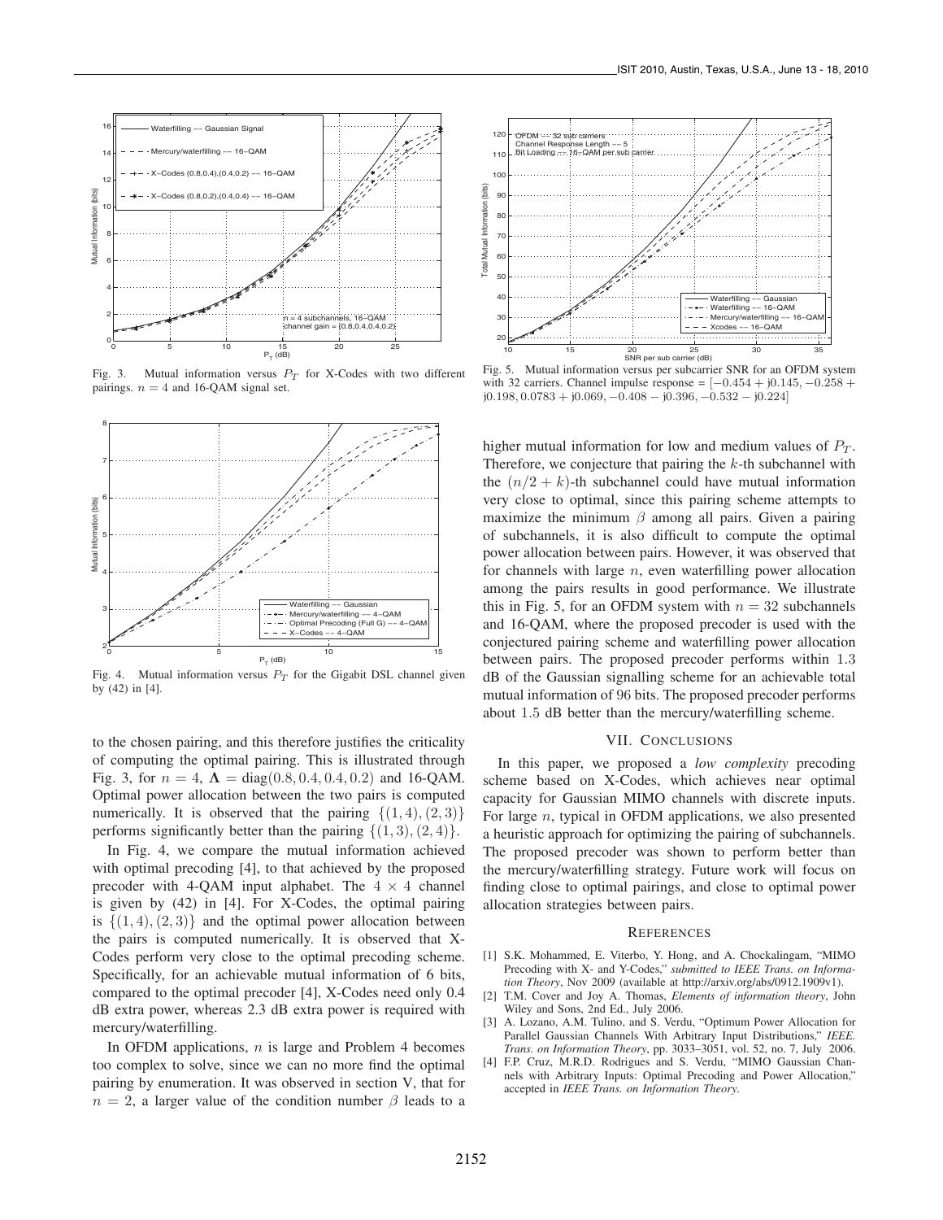Waterfilling -- Gaussian Signal

Mercury/waterfilling -- 16-QAM

X-Codes (0.8,0.4),(0.4,0.2) -- 16-QAM

X-Codes (0.8,0.2),(0.4,0.4) -- 16-QAM

n = 4 subchannels, 16-QAM
channel gain = [0.8,0.4,0.4,0.2]

Mutual Information (bits)

P_T (dB)

Fig. 3. Mutual information versus $P_T$ for X-Codes with two different pairings. $n = 4$ and 16-QAM signal set.

Waterfilling -- Gaussian
Mercury/waterfilling -- 4-QAM
Optimal Precoding (Full G) -- 4-QAM
X-Codes -- 4-QAM

Mutual Information (bits)

P_T (dB)

Fig. 4. Mutual information versus $P_T$ for the Gigabit DSL channel given by (42) in [4].

to the chosen pairing, and this therefore justifies the criticality of computing the optimal pairing. This is illustrated through Fig. 3, for $n = 4$, $\mathbf{\Lambda} = \text{diag}(0.8, 0.4, 0.4, 0.2)$ and 16-QAM. Optimal power allocation between the two pairs is computed numerically. It is observed that the pairing $\{(1, 4), (2, 3)\}$ performs significantly better than the pairing $\{(1, 3), (2, 4)\}$.

In Fig. 4, we compare the mutual information achieved with optimal precoding [4], to that achieved by the proposed precoder with 4-QAM input alphabet. The $4 \times 4$ channel is given by (42) in [4]. For X-Codes, the optimal pairing is $\{(1, 4), (2, 3)\}$ and the optimal power allocation between the pairs is computed numerically. It is observed that X-Codes perform very close to the optimal precoding scheme. Specifically, for an achievable mutual information of 6 bits, compared to the optimal precoder [4], X-Codes need only 0.4 dB extra power, whereas 2.3 dB extra power is required with mercury/waterfilling.

In OFDM applications, $n$ is large and Problem 4 becomes too complex to solve, since we can no more find the optimal pairing by enumeration. It was observed in section V, that for $n = 2$, a larger value of the condition number $\beta$ leads to a

OFDM -- 32 sub carriers
Channel Response Length -- 5
Bit Loading -- 16-QAM per sub carrier

Waterfilling -- Gaussian
Waterfilling -- 16-QAM
Mercury/waterfilling -- 16-QAM
Xcodes -- 16-QAM

Total Mutual Information (bits)

SNR per sub carrier (dB)

Fig. 5. Mutual information versus per subcarrier SNR for an OFDM system with 32 carriers. Channel impulse response = $[-0.454 + \text{j}0.145, -0.258 + \text{j}0.198, 0.0783 + \text{j}0.069, -0.408 - \text{j}0.396, -0.532 - \text{j}0.224]$

higher mutual information for low and medium values of $P_T$. Therefore, we conjecture that pairing the $k$-th subchannel with the $(n/2 + k)$-th subchannel could have mutual information very close to optimal, since this pairing scheme attempts to maximize the minimum $\beta$ among all pairs. Given a pairing of subchannels, it is also difficult to compute the optimal power allocation between pairs. However, it was observed that for channels with large $n$, even waterfilling power allocation among the pairs results in good performance. We illustrate this in Fig. 5, for an OFDM system with $n = 32$ subchannels and 16-QAM, where the proposed precoder is used with the conjectured pairing scheme and waterfilling power allocation between pairs. The proposed precoder performs within 1.3 dB of the Gaussian signalling scheme for an achievable total mutual information of 96 bits. The proposed precoder performs about 1.5 dB better than the mercury/waterfilling scheme.

## VII. Conclusions

In this paper, we proposed a *low complexity* precoding scheme based on X-Codes, which achieves near optimal capacity for Gaussian MIMO channels with discrete inputs. For large $n$, typical in OFDM applications, we also presented a heuristic approach for optimizing the pairing of subchannels. The proposed precoder was shown to perform better than the mercury/waterfilling strategy. Future work will focus on finding close to optimal pairings, and close to optimal power allocation strategies between pairs.

## References

[1] S.K. Mohammed, E. Viterbo, Y. Hong, and A. Chockalingam, "MIMO Precoding with X- and Y-Codes," *submitted to IEEE Trans. on Information Theory*, Nov 2009 (available at http://arxiv.org/abs/0912.1909v1).

[2] T.M. Cover and Joy A. Thomas, *Elements of information theory*, John Wiley and Sons, 2nd Ed., July 2006.

[3] A. Lozano, A.M. Tulino, and S. Verdu, "Optimum Power Allocation for Parallel Gaussian Channels With Arbitrary Input Distributions," *IEEE. Trans. on Information Theory*, pp. 3033–3051, vol. 52, no. 7, July 2006.

[4] F.P. Cruz, M.R.D. Rodrigues and S. Verdu, "MIMO Gaussian Channels with Arbitrary Inputs: Optimal Precoding and Power Allocation," accepted in *IEEE Trans. on Information Theory*.